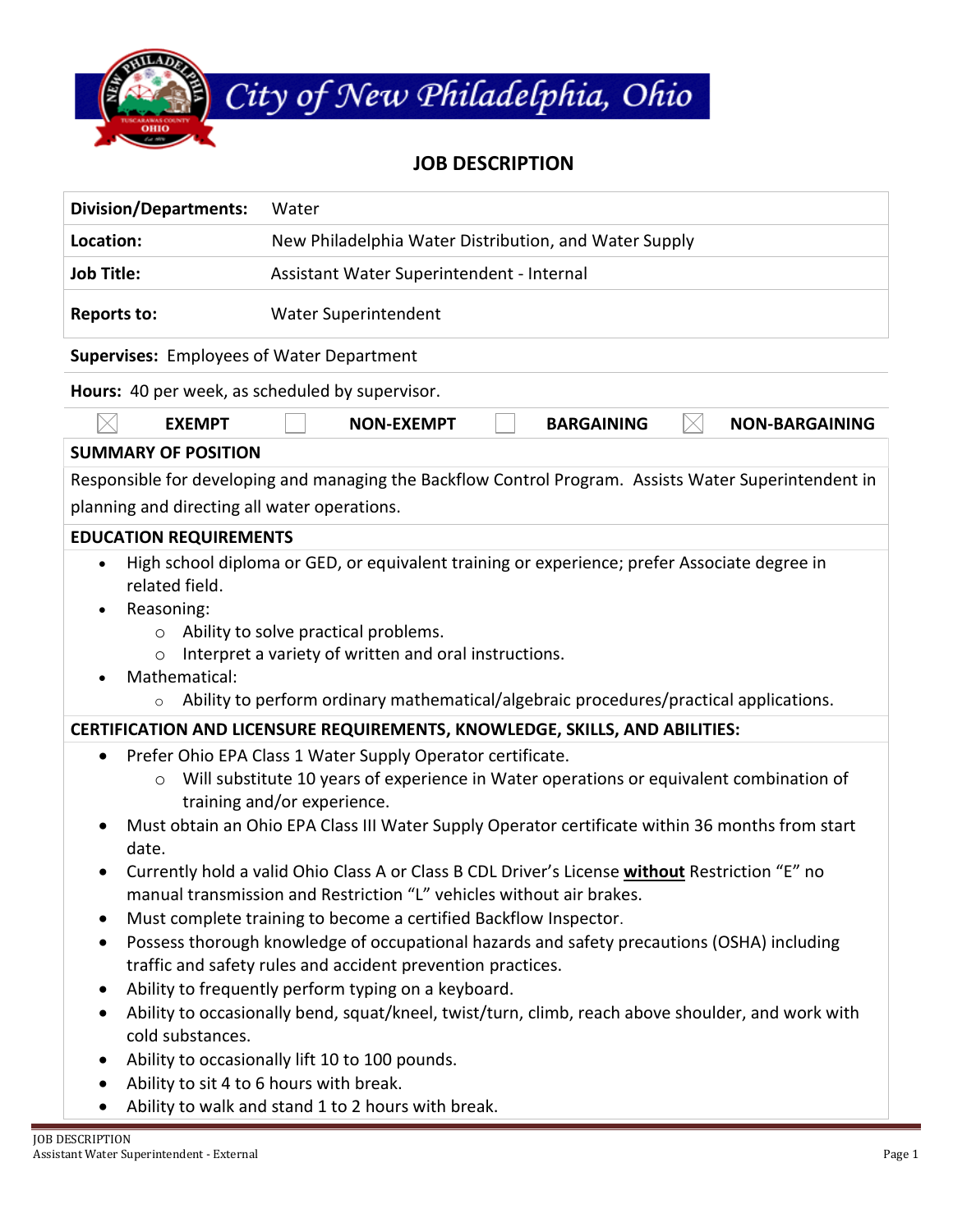# City of New Philadelphia, Ohio

## JOB DESCRIPTION

| | |
|---|---|
| **Division/Departments:** | Water |
| **Location:** | New Philadelphia Water Distribution, and Water Supply |
| **Job Title:** | Assistant Water Superintendent - Internal |
| **Reports to:** | Water Superintendent |

**Supervises:** Employees of Water Department

**Hours:** 40 per week, as scheduled by supervisor.

| | | | |
|---|---|---|---|
| ☒ EXEMPT | ☐ NON-EXEMPT | ☐ BARGAINING | ☒ NON-BARGAINING |

**SUMMARY OF POSITION**

Responsible for developing and managing the Backflow Control Program. Assists Water Superintendent in planning and directing all water operations.

**EDUCATION REQUIREMENTS**

- High school diploma or GED, or equivalent training or experience; prefer Associate degree in related field.
- Reasoning:
  - Ability to solve practical problems.
  - Interpret a variety of written and oral instructions.
- Mathematical:
  - Ability to perform ordinary mathematical/algebraic procedures/practical applications.

**CERTIFICATION AND LICENSURE REQUIREMENTS, KNOWLEDGE, SKILLS, AND ABILITIES:**

- Prefer Ohio EPA Class 1 Water Supply Operator certificate.
  - Will substitute 10 years of experience in Water operations or equivalent combination of training and/or experience.
- Must obtain an Ohio EPA Class III Water Supply Operator certificate within 36 months from start date.
- Currently hold a valid Ohio Class A or Class B CDL Driver's License **without** Restriction "E" no manual transmission and Restriction "L" vehicles without air brakes.
- Must complete training to become a certified Backflow Inspector.
- Possess thorough knowledge of occupational hazards and safety precautions (OSHA) including traffic and safety rules and accident prevention practices.
- Ability to frequently perform typing on a keyboard.
- Ability to occasionally bend, squat/kneel, twist/turn, climb, reach above shoulder, and work with cold substances.
- Ability to occasionally lift 10 to 100 pounds.
- Ability to sit 4 to 6 hours with break.
- Ability to walk and stand 1 to 2 hours with break.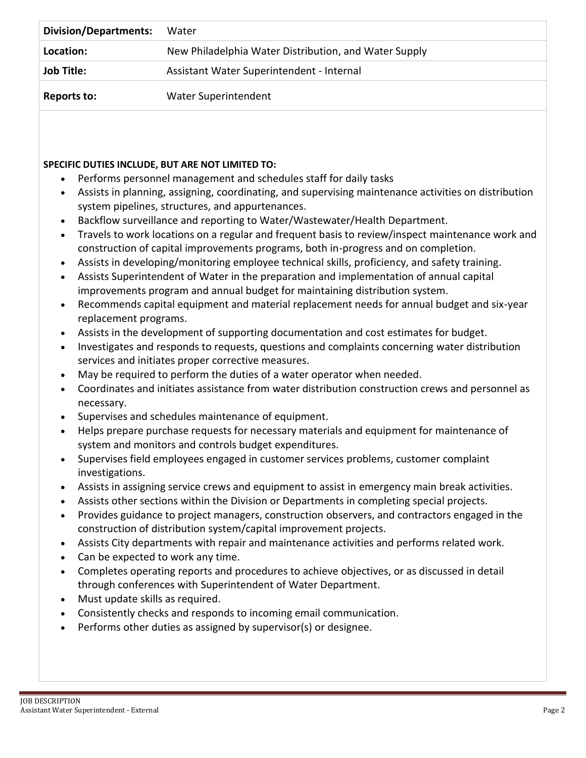| **Division/Departments:** | Water |
|---|---|
| **Location:** | New Philadelphia Water Distribution, and Water Supply |
| **Job Title:** | Assistant Water Superintendent - Internal |
| **Reports to:** | Water Superintendent |

**SPECIFIC DUTIES INCLUDE, BUT ARE NOT LIMITED TO:**

- Performs personnel management and schedules staff for daily tasks
- Assists in planning, assigning, coordinating, and supervising maintenance activities on distribution system pipelines, structures, and appurtenances.
- Backflow surveillance and reporting to Water/Wastewater/Health Department.
- Travels to work locations on a regular and frequent basis to review/inspect maintenance work and construction of capital improvements programs, both in-progress and on completion.
- Assists in developing/monitoring employee technical skills, proficiency, and safety training.
- Assists Superintendent of Water in the preparation and implementation of annual capital improvements program and annual budget for maintaining distribution system.
- Recommends capital equipment and material replacement needs for annual budget and six-year replacement programs.
- Assists in the development of supporting documentation and cost estimates for budget.
- Investigates and responds to requests, questions and complaints concerning water distribution services and initiates proper corrective measures.
- May be required to perform the duties of a water operator when needed.
- Coordinates and initiates assistance from water distribution construction crews and personnel as necessary.
- Supervises and schedules maintenance of equipment.
- Helps prepare purchase requests for necessary materials and equipment for maintenance of system and monitors and controls budget expenditures.
- Supervises field employees engaged in customer services problems, customer complaint investigations.
- Assists in assigning service crews and equipment to assist in emergency main break activities.
- Assists other sections within the Division or Departments in completing special projects.
- Provides guidance to project managers, construction observers, and contractors engaged in the construction of distribution system/capital improvement projects.
- Assists City departments with repair and maintenance activities and performs related work.
- Can be expected to work any time.
- Completes operating reports and procedures to achieve objectives, or as discussed in detail through conferences with Superintendent of Water Department.
- Must update skills as required.
- Consistently checks and responds to incoming email communication.
- Performs other duties as assigned by supervisor(s) or designee.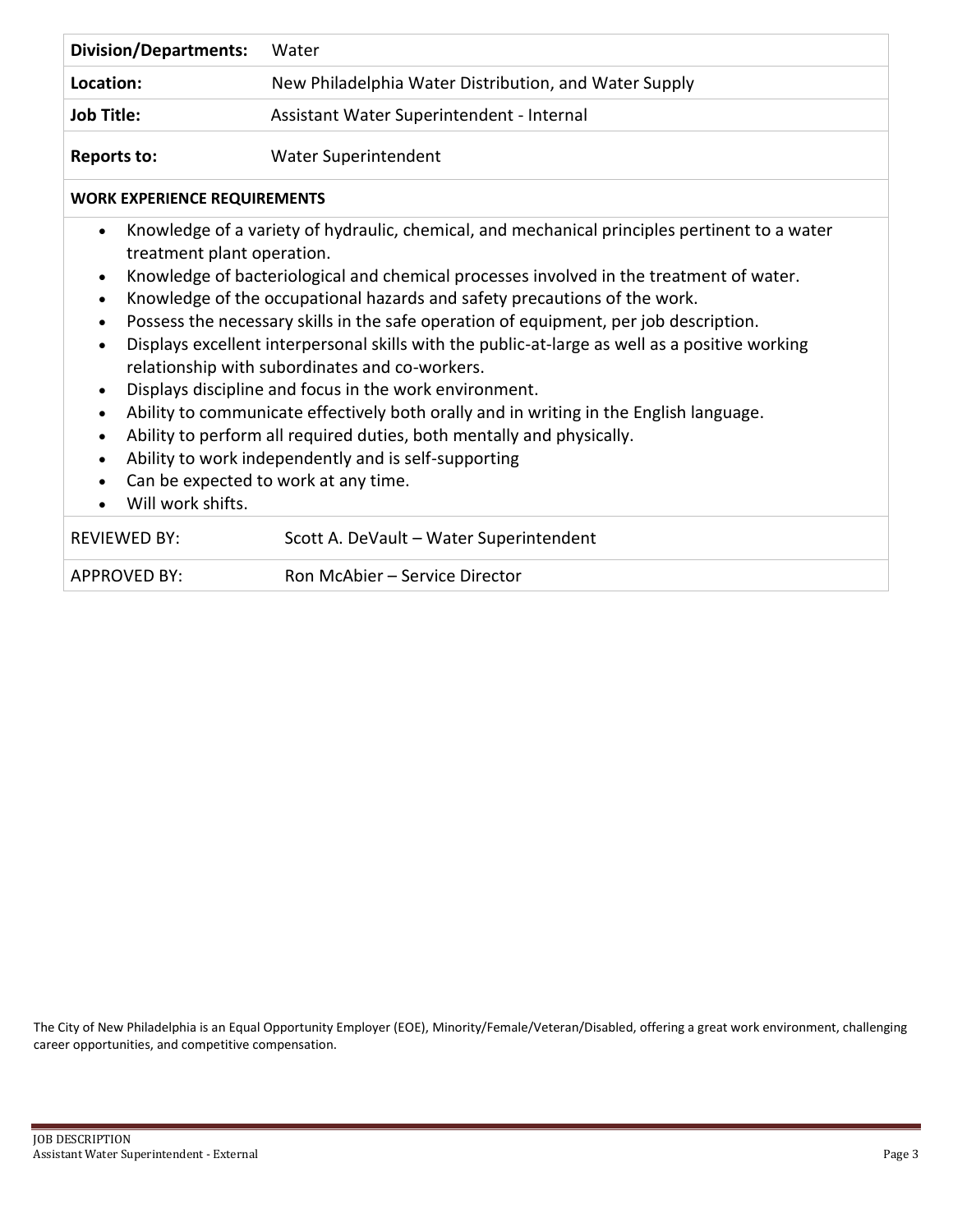| | |
|---|---|
| **Division/Departments:** | Water |
| **Location:** | New Philadelphia Water Distribution, and Water Supply |
| **Job Title:** | Assistant Water Superintendent - Internal |
| **Reports to:** | Water Superintendent |

**WORK EXPERIENCE REQUIREMENTS**

- Knowledge of a variety of hydraulic, chemical, and mechanical principles pertinent to a water treatment plant operation.
- Knowledge of bacteriological and chemical processes involved in the treatment of water.
- Knowledge of the occupational hazards and safety precautions of the work.
- Possess the necessary skills in the safe operation of equipment, per job description.
- Displays excellent interpersonal skills with the public-at-large as well as a positive working relationship with subordinates and co-workers.
- Displays discipline and focus in the work environment.
- Ability to communicate effectively both orally and in writing in the English language.
- Ability to perform all required duties, both mentally and physically.
- Ability to work independently and is self-supporting
- Can be expected to work at any time.
- Will work shifts.

| | |
|---|---|
| REVIEWED BY: | Scott A. DeVault – Water Superintendent |
| APPROVED BY: | Ron McAbier – Service Director |

The City of New Philadelphia is an Equal Opportunity Employer (EOE), Minority/Female/Veteran/Disabled, offering a great work environment, challenging career opportunities, and competitive compensation.